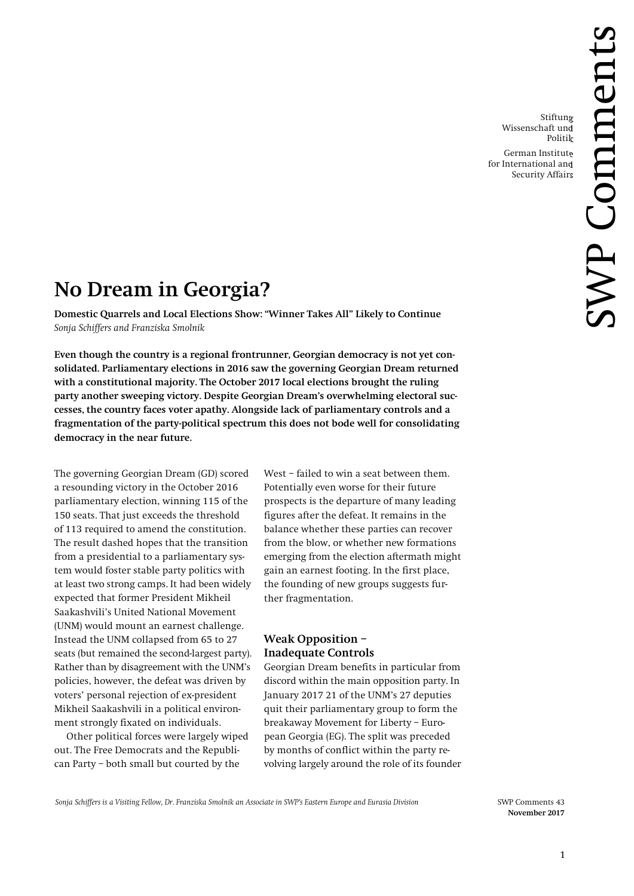# No Dream in Georgia?

**Domestic Quarrels and Local Elections Show: "Winner Takes All" Likely to Continue**
*Sonja Schiffers and Franziska Smolnik*

**Even though the country is a regional frontrunner, Georgian democracy is not yet consolidated. Parliamentary elections in 2016 saw the governing Georgian Dream returned with a constitutional majority. The October 2017 local elections brought the ruling party another sweeping victory. Despite Georgian Dream's overwhelming electoral successes, the country faces voter apathy. Alongside lack of parliamentary controls and a fragmentation of the party-political spectrum this does not bode well for consolidating democracy in the near future.**

The governing Georgian Dream (GD) scored a resounding victory in the October 2016 parliamentary election, winning 115 of the 150 seats. That just exceeds the threshold of 113 required to amend the constitution. The result dashed hopes that the transition from a presidential to a parliamentary system would foster stable party politics with at least two strong camps. It had been widely expected that former President Mikheil Saakashvili's United National Movement (UNM) would mount an earnest challenge. Instead the UNM collapsed from 65 to 27 seats (but remained the second-largest party). Rather than by disagreement with the UNM's policies, however, the defeat was driven by voters' personal rejection of ex-president Mikheil Saakashvili in a political environment strongly fixated on individuals.

Other political forces were largely wiped out. The Free Democrats and the Republican Party – both small but courted by the West – failed to win a seat between them. Potentially even worse for their future prospects is the departure of many leading figures after the defeat. It remains in the balance whether these parties can recover from the blow, or whether new formations emerging from the election aftermath might gain an earnest footing. In the first place, the founding of new groups suggests further fragmentation.

## Weak Opposition – Inadequate Controls

Georgian Dream benefits in particular from discord within the main opposition party. In January 2017 21 of the UNM's 27 deputies quit their parliamentary group to form the breakaway Movement for Liberty – European Georgia (EG). The split was preceded by months of conflict within the party revolving largely around the role of its founder

*Sonja Schiffers is a Visiting Fellow, Dr. Franziska Smolnik an Associate in SWP's Eastern Europe and Eurasia Division*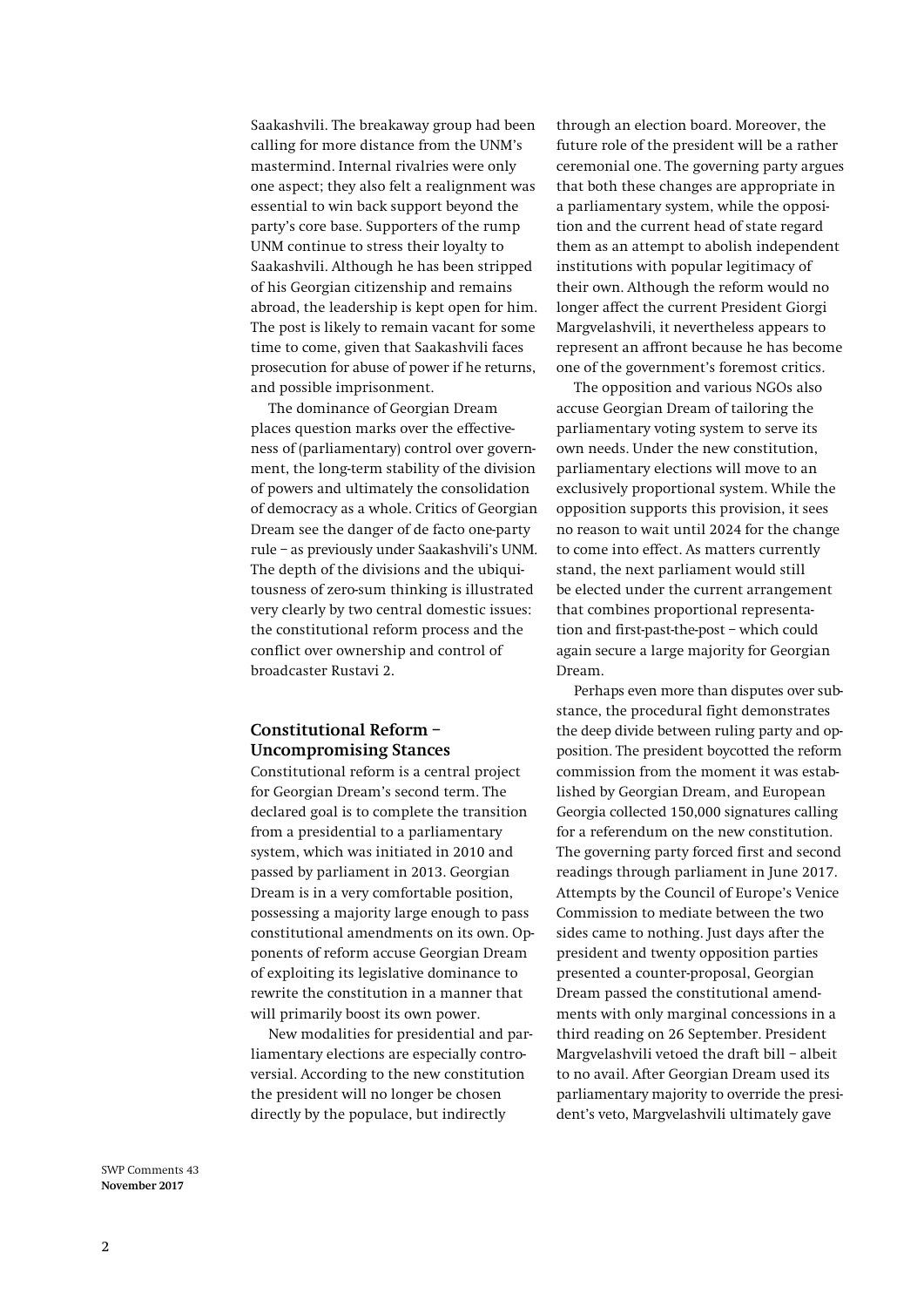Saakashvili. The breakaway group had been calling for more distance from the UNM's mastermind. Internal rivalries were only one aspect; they also felt a realignment was essential to win back support beyond the party's core base. Supporters of the rump UNM continue to stress their loyalty to Saakashvili. Although he has been stripped of his Georgian citizenship and remains abroad, the leadership is kept open for him. The post is likely to remain vacant for some time to come, given that Saakashvili faces prosecution for abuse of power if he returns, and possible imprisonment.

The dominance of Georgian Dream places question marks over the effectiveness of (parliamentary) control over government, the long-term stability of the division of powers and ultimately the consolidation of democracy as a whole. Critics of Georgian Dream see the danger of de facto one-party rule – as previously under Saakashvili's UNM. The depth of the divisions and the ubiquitousness of zero-sum thinking is illustrated very clearly by two central domestic issues: the constitutional reform process and the conflict over ownership and control of broadcaster Rustavi 2.

## Constitutional Reform – Uncompromising Stances

Constitutional reform is a central project for Georgian Dream's second term. The declared goal is to complete the transition from a presidential to a parliamentary system, which was initiated in 2010 and passed by parliament in 2013. Georgian Dream is in a very comfortable position, possessing a majority large enough to pass constitutional amendments on its own. Opponents of reform accuse Georgian Dream of exploiting its legislative dominance to rewrite the constitution in a manner that will primarily boost its own power.

New modalities for presidential and parliamentary elections are especially controversial. According to the new constitution the president will no longer be chosen directly by the populace, but indirectly through an election board. Moreover, the future role of the president will be a rather ceremonial one. The governing party argues that both these changes are appropriate in a parliamentary system, while the opposition and the current head of state regard them as an attempt to abolish independent institutions with popular legitimacy of their own. Although the reform would no longer affect the current President Giorgi Margvelashvili, it nevertheless appears to represent an affront because he has become one of the government's foremost critics.

The opposition and various NGOs also accuse Georgian Dream of tailoring the parliamentary voting system to serve its own needs. Under the new constitution, parliamentary elections will move to an exclusively proportional system. While the opposition supports this provision, it sees no reason to wait until 2024 for the change to come into effect. As matters currently stand, the next parliament would still be elected under the current arrangement that combines proportional representation and first-past-the-post – which could again secure a large majority for Georgian Dream.

Perhaps even more than disputes over substance, the procedural fight demonstrates the deep divide between ruling party and opposition. The president boycotted the reform commission from the moment it was established by Georgian Dream, and European Georgia collected 150,000 signatures calling for a referendum on the new constitution. The governing party forced first and second readings through parliament in June 2017. Attempts by the Council of Europe's Venice Commission to mediate between the two sides came to nothing. Just days after the president and twenty opposition parties presented a counter-proposal, Georgian Dream passed the constitutional amendments with only marginal concessions in a third reading on 26 September. President Margvelashvili vetoed the draft bill – albeit to no avail. After Georgian Dream used its parliamentary majority to override the president's veto, Margvelashvili ultimately gave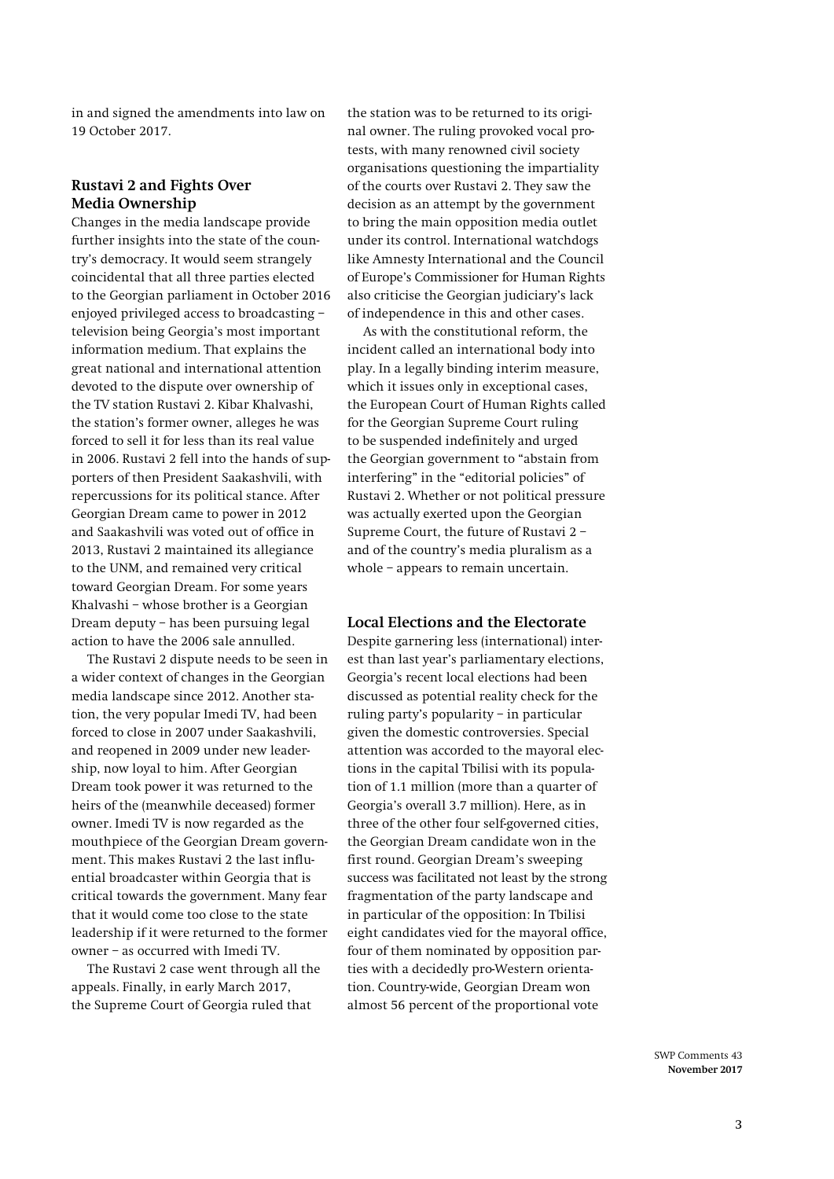in and signed the amendments into law on 19 October 2017.

## Rustavi 2 and Fights Over Media Ownership

Changes in the media landscape provide further insights into the state of the country's democracy. It would seem strangely coincidental that all three parties elected to the Georgian parliament in October 2016 enjoyed privileged access to broadcasting – television being Georgia's most important information medium. That explains the great national and international attention devoted to the dispute over ownership of the TV station Rustavi 2. Kibar Khalvashi, the station's former owner, alleges he was forced to sell it for less than its real value in 2006. Rustavi 2 fell into the hands of supporters of then President Saakashvili, with repercussions for its political stance. After Georgian Dream came to power in 2012 and Saakashvili was voted out of office in 2013, Rustavi 2 maintained its allegiance to the UNM, and remained very critical toward Georgian Dream. For some years Khalvashi – whose brother is a Georgian Dream deputy – has been pursuing legal action to have the 2006 sale annulled.

The Rustavi 2 dispute needs to be seen in a wider context of changes in the Georgian media landscape since 2012. Another station, the very popular Imedi TV, had been forced to close in 2007 under Saakashvili, and reopened in 2009 under new leadership, now loyal to him. After Georgian Dream took power it was returned to the heirs of the (meanwhile deceased) former owner. Imedi TV is now regarded as the mouthpiece of the Georgian Dream government. This makes Rustavi 2 the last influential broadcaster within Georgia that is critical towards the government. Many fear that it would come too close to the state leadership if it were returned to the former owner – as occurred with Imedi TV.

The Rustavi 2 case went through all the appeals. Finally, in early March 2017, the Supreme Court of Georgia ruled that the station was to be returned to its original owner. The ruling provoked vocal protests, with many renowned civil society organisations questioning the impartiality of the courts over Rustavi 2. They saw the decision as an attempt by the government to bring the main opposition media outlet under its control. International watchdogs like Amnesty International and the Council of Europe's Commissioner for Human Rights also criticise the Georgian judiciary's lack of independence in this and other cases.

As with the constitutional reform, the incident called an international body into play. In a legally binding interim measure, which it issues only in exceptional cases, the European Court of Human Rights called for the Georgian Supreme Court ruling to be suspended indefinitely and urged the Georgian government to "abstain from interfering" in the "editorial policies" of Rustavi 2. Whether or not political pressure was actually exerted upon the Georgian Supreme Court, the future of Rustavi 2 – and of the country's media pluralism as a whole – appears to remain uncertain.

## Local Elections and the Electorate

Despite garnering less (international) interest than last year's parliamentary elections, Georgia's recent local elections had been discussed as potential reality check for the ruling party's popularity – in particular given the domestic controversies. Special attention was accorded to the mayoral elections in the capital Tbilisi with its population of 1.1 million (more than a quarter of Georgia's overall 3.7 million). Here, as in three of the other four self-governed cities, the Georgian Dream candidate won in the first round. Georgian Dream's sweeping success was facilitated not least by the strong fragmentation of the party landscape and in particular of the opposition: In Tbilisi eight candidates vied for the mayoral office, four of them nominated by opposition parties with a decidedly pro-Western orientation. Country-wide, Georgian Dream won almost 56 percent of the proportional vote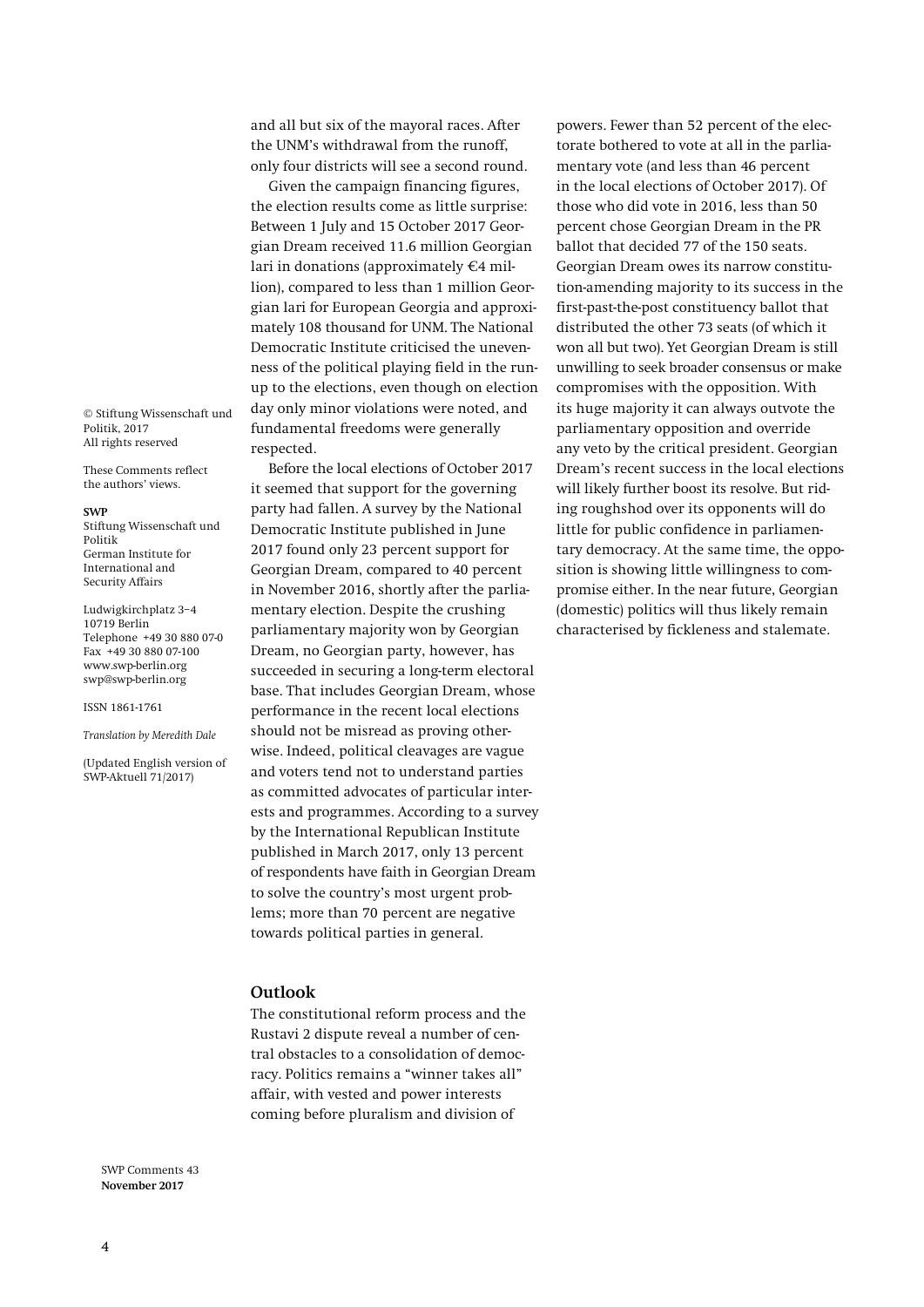and all but six of the mayoral races. After the UNM's withdrawal from the runoff, only four districts will see a second round.

Given the campaign financing figures, the election results come as little surprise: Between 1 July and 15 October 2017 Georgian Dream received 11.6 million Georgian lari in donations (approximately €4 million), compared to less than 1 million Georgian lari for European Georgia and approximately 108 thousand for UNM. The National Democratic Institute criticised the unevenness of the political playing field in the run-up to the elections, even though on election day only minor violations were noted, and fundamental freedoms were generally respected.

Before the local elections of October 2017 it seemed that support for the governing party had fallen. A survey by the National Democratic Institute published in June 2017 found only 23 percent support for Georgian Dream, compared to 40 percent in November 2016, shortly after the parliamentary election. Despite the crushing parliamentary majority won by Georgian Dream, no Georgian party, however, has succeeded in securing a long-term electoral base. That includes Georgian Dream, whose performance in the recent local elections should not be misread as proving otherwise. Indeed, political cleavages are vague and voters tend not to understand parties as committed advocates of particular interests and programmes. According to a survey by the International Republican Institute published in March 2017, only 13 percent of respondents have faith in Georgian Dream to solve the country's most urgent problems; more than 70 percent are negative towards political parties in general.

## Outlook

The constitutional reform process and the Rustavi 2 dispute reveal a number of central obstacles to a consolidation of democracy. Politics remains a "winner takes all" affair, with vested and power interests coming before pluralism and division of powers. Fewer than 52 percent of the electorate bothered to vote at all in the parliamentary vote (and less than 46 percent in the local elections of October 2017). Of those who did vote in 2016, less than 50 percent chose Georgian Dream in the PR ballot that decided 77 of the 150 seats. Georgian Dream owes its narrow constitution-amending majority to its success in the first-past-the-post constituency ballot that distributed the other 73 seats (of which it won all but two). Yet Georgian Dream is still unwilling to seek broader consensus or make compromises with the opposition. With its huge majority it can always outvote the parliamentary opposition and override any veto by the critical president. Georgian Dream's recent success in the local elections will likely further boost its resolve. But riding roughshod over its opponents will do little for public confidence in parliamentary democracy. At the same time, the opposition is showing little willingness to compromise either. In the near future, Georgian (domestic) politics will thus likely remain characterised by fickleness and stalemate.

© Stiftung Wissenschaft und Politik, 2017
All rights reserved

These Comments reflect the authors' views.

**SWP**
Stiftung Wissenschaft und Politik
German Institute for International and Security Affairs

Ludwigkirchplatz 3–4
10719 Berlin
Telephone +49 30 880 07-0
Fax +49 30 880 07-100
www.swp-berlin.org
swp@swp-berlin.org

ISSN 1861-1761

*Translation by Meredith Dale*

(Updated English version of SWP-Aktuell 71/2017)